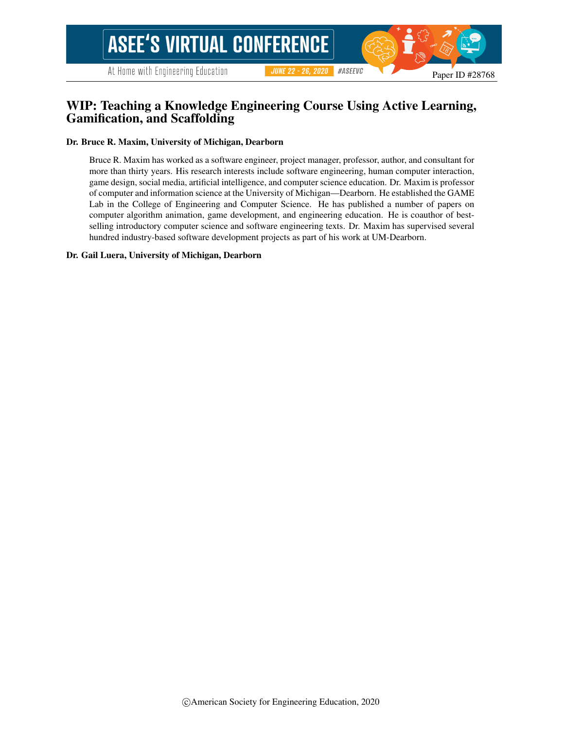Paper ID #28768

# WIP: Teaching a Knowledge Engineering Course Using Active Learning, Gamification, and Scaffolding

**Dr. Bruce R. Maxim, University of Michigan, Dearborn**

Bruce R. Maxim has worked as a software engineer, project manager, professor, author, and consultant for more than thirty years. His research interests include software engineering, human computer interaction, game design, social media, artificial intelligence, and computer science education. Dr. Maxim is professor of computer and information science at the University of Michigan—Dearborn. He established the GAME Lab in the College of Engineering and Computer Science. He has published a number of papers on computer algorithm animation, game development, and engineering education. He is coauthor of best-selling introductory computer science and software engineering texts. Dr. Maxim has supervised several hundred industry-based software development projects as part of his work at UM-Dearborn.

**Dr. Gail Luera, University of Michigan, Dearborn**

©American Society for Engineering Education, 2020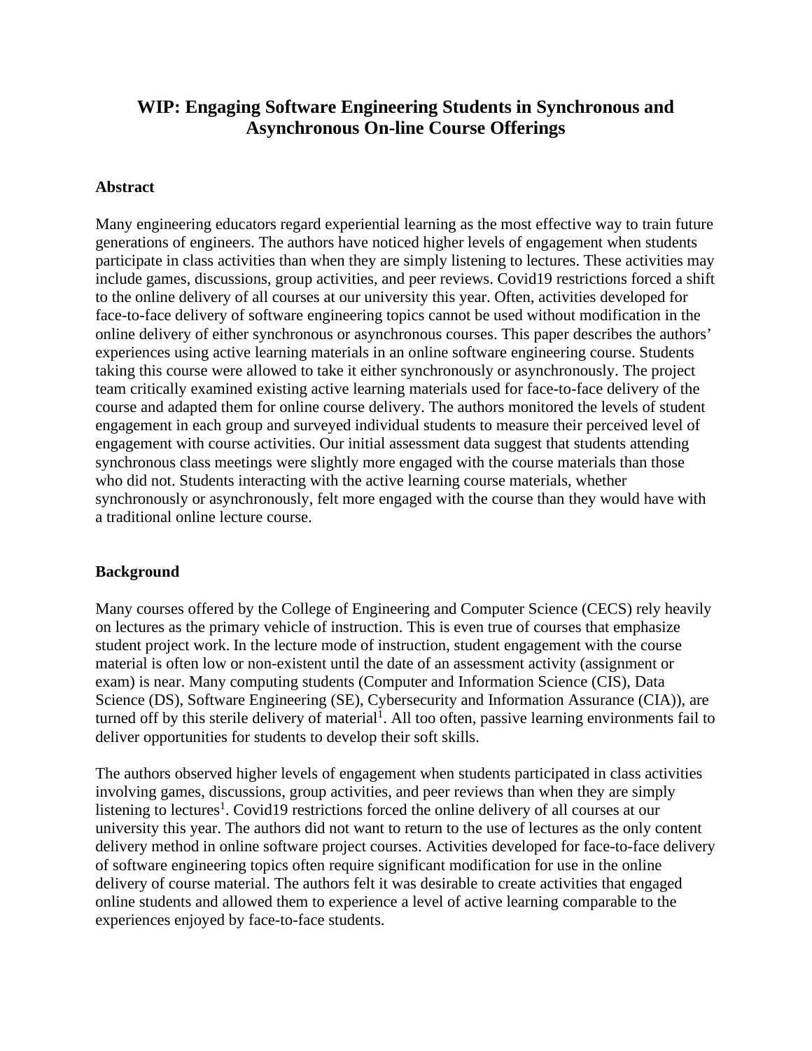# WIP: Engaging Software Engineering Students in Synchronous and Asynchronous On-line Course Offerings

## Abstract

Many engineering educators regard experiential learning as the most effective way to train future generations of engineers. The authors have noticed higher levels of engagement when students participate in class activities than when they are simply listening to lectures. These activities may include games, discussions, group activities, and peer reviews. Covid19 restrictions forced a shift to the online delivery of all courses at our university this year. Often, activities developed for face-to-face delivery of software engineering topics cannot be used without modification in the online delivery of either synchronous or asynchronous courses. This paper describes the authors' experiences using active learning materials in an online software engineering course. Students taking this course were allowed to take it either synchronously or asynchronously. The project team critically examined existing active learning materials used for face-to-face delivery of the course and adapted them for online course delivery. The authors monitored the levels of student engagement in each group and surveyed individual students to measure their perceived level of engagement with course activities. Our initial assessment data suggest that students attending synchronous class meetings were slightly more engaged with the course materials than those who did not. Students interacting with the active learning course materials, whether synchronously or asynchronously, felt more engaged with the course than they would have with a traditional online lecture course.

## Background

Many courses offered by the College of Engineering and Computer Science (CECS) rely heavily on lectures as the primary vehicle of instruction. This is even true of courses that emphasize student project work. In the lecture mode of instruction, student engagement with the course material is often low or non-existent until the date of an assessment activity (assignment or exam) is near. Many computing students (Computer and Information Science (CIS), Data Science (DS), Software Engineering (SE), Cybersecurity and Information Assurance (CIA)), are turned off by this sterile delivery of material[1]. All too often, passive learning environments fail to deliver opportunities for students to develop their soft skills.

The authors observed higher levels of engagement when students participated in class activities involving games, discussions, group activities, and peer reviews than when they are simply listening to lectures[1]. Covid19 restrictions forced the online delivery of all courses at our university this year. The authors did not want to return to the use of lectures as the only content delivery method in online software project courses. Activities developed for face-to-face delivery of software engineering topics often require significant modification for use in the online delivery of course material. The authors felt it was desirable to create activities that engaged online students and allowed them to experience a level of active learning comparable to the experiences enjoyed by face-to-face students.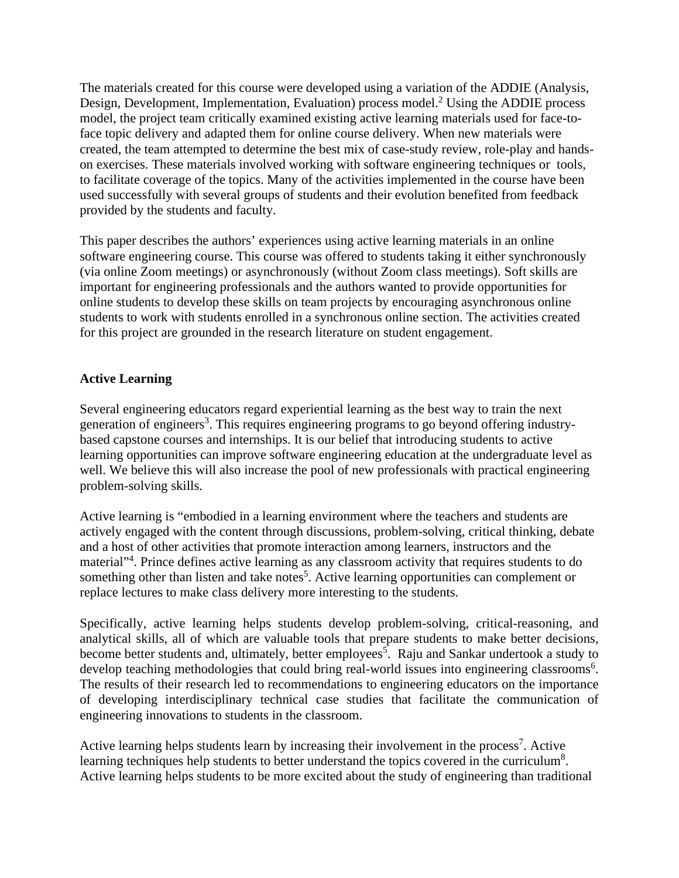The materials created for this course were developed using a variation of the ADDIE (Analysis, Design, Development, Implementation, Evaluation) process model.[2] Using the ADDIE process model, the project team critically examined existing active learning materials used for face-to-face topic delivery and adapted them for online course delivery. When new materials were created, the team attempted to determine the best mix of case-study review, role-play and hands-on exercises. These materials involved working with software engineering techniques or tools, to facilitate coverage of the topics. Many of the activities implemented in the course have been used successfully with several groups of students and their evolution benefited from feedback provided by the students and faculty.

This paper describes the authors' experiences using active learning materials in an online software engineering course. This course was offered to students taking it either synchronously (via online Zoom meetings) or asynchronously (without Zoom class meetings). Soft skills are important for engineering professionals and the authors wanted to provide opportunities for online students to develop these skills on team projects by encouraging asynchronous online students to work with students enrolled in a synchronous online section. The activities created for this project are grounded in the research literature on student engagement.

## Active Learning

Several engineering educators regard experiential learning as the best way to train the next generation of engineers[3]. This requires engineering programs to go beyond offering industry-based capstone courses and internships. It is our belief that introducing students to active learning opportunities can improve software engineering education at the undergraduate level as well. We believe this will also increase the pool of new professionals with practical engineering problem-solving skills.

Active learning is "embodied in a learning environment where the teachers and students are actively engaged with the content through discussions, problem-solving, critical thinking, debate and a host of other activities that promote interaction among learners, instructors and the material"[4]. Prince defines active learning as any classroom activity that requires students to do something other than listen and take notes[5]. Active learning opportunities can complement or replace lectures to make class delivery more interesting to the students.

Specifically, active learning helps students develop problem-solving, critical-reasoning, and analytical skills, all of which are valuable tools that prepare students to make better decisions, become better students and, ultimately, better employees[5]. Raju and Sankar undertook a study to develop teaching methodologies that could bring real-world issues into engineering classrooms[6]. The results of their research led to recommendations to engineering educators on the importance of developing interdisciplinary technical case studies that facilitate the communication of engineering innovations to students in the classroom.

Active learning helps students learn by increasing their involvement in the process[7]. Active learning techniques help students to better understand the topics covered in the curriculum[8]. Active learning helps students to be more excited about the study of engineering than traditional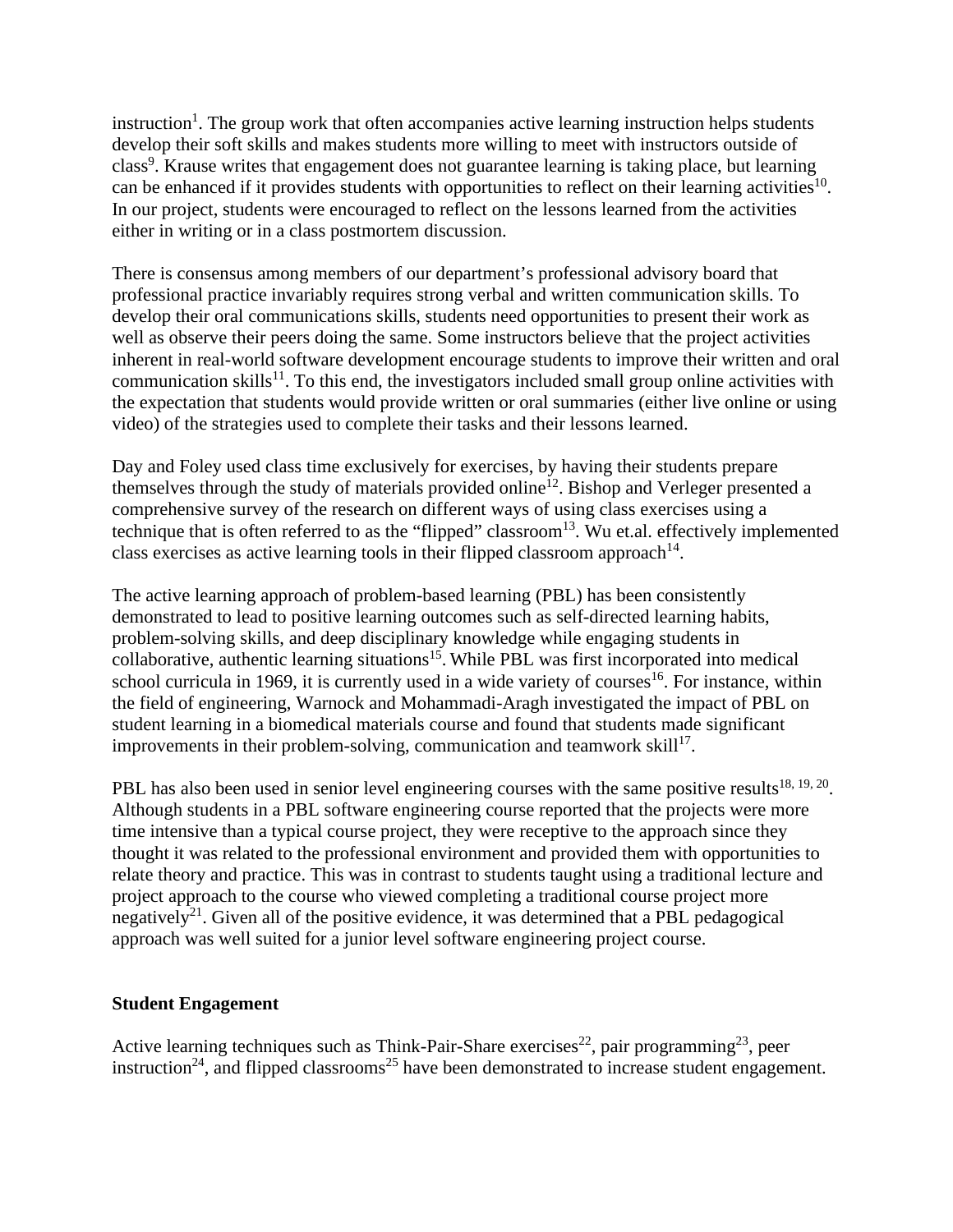instruction[1]. The group work that often accompanies active learning instruction helps students develop their soft skills and makes students more willing to meet with instructors outside of class[9]. Krause writes that engagement does not guarantee learning is taking place, but learning can be enhanced if it provides students with opportunities to reflect on their learning activities[10]. In our project, students were encouraged to reflect on the lessons learned from the activities either in writing or in a class postmortem discussion.

There is consensus among members of our department's professional advisory board that professional practice invariably requires strong verbal and written communication skills. To develop their oral communications skills, students need opportunities to present their work as well as observe their peers doing the same. Some instructors believe that the project activities inherent in real-world software development encourage students to improve their written and oral communication skills[11]. To this end, the investigators included small group online activities with the expectation that students would provide written or oral summaries (either live online or using video) of the strategies used to complete their tasks and their lessons learned.

Day and Foley used class time exclusively for exercises, by having their students prepare themselves through the study of materials provided online[12]. Bishop and Verleger presented a comprehensive survey of the research on different ways of using class exercises using a technique that is often referred to as the "flipped" classroom[13]. Wu et.al. effectively implemented class exercises as active learning tools in their flipped classroom approach[14].

The active learning approach of problem-based learning (PBL) has been consistently demonstrated to lead to positive learning outcomes such as self-directed learning habits, problem-solving skills, and deep disciplinary knowledge while engaging students in collaborative, authentic learning situations[15]. While PBL was first incorporated into medical school curricula in 1969, it is currently used in a wide variety of courses[16]. For instance, within the field of engineering, Warnock and Mohammadi-Aragh investigated the impact of PBL on student learning in a biomedical materials course and found that students made significant improvements in their problem-solving, communication and teamwork skill[17].

PBL has also been used in senior level engineering courses with the same positive results[18, 19, 20]. Although students in a PBL software engineering course reported that the projects were more time intensive than a typical course project, they were receptive to the approach since they thought it was related to the professional environment and provided them with opportunities to relate theory and practice. This was in contrast to students taught using a traditional lecture and project approach to the course who viewed completing a traditional course project more negatively[21]. Given all of the positive evidence, it was determined that a PBL pedagogical approach was well suited for a junior level software engineering project course.

## Student Engagement

Active learning techniques such as Think-Pair-Share exercises[22], pair programming[23], peer instruction[24], and flipped classrooms[25] have been demonstrated to increase student engagement.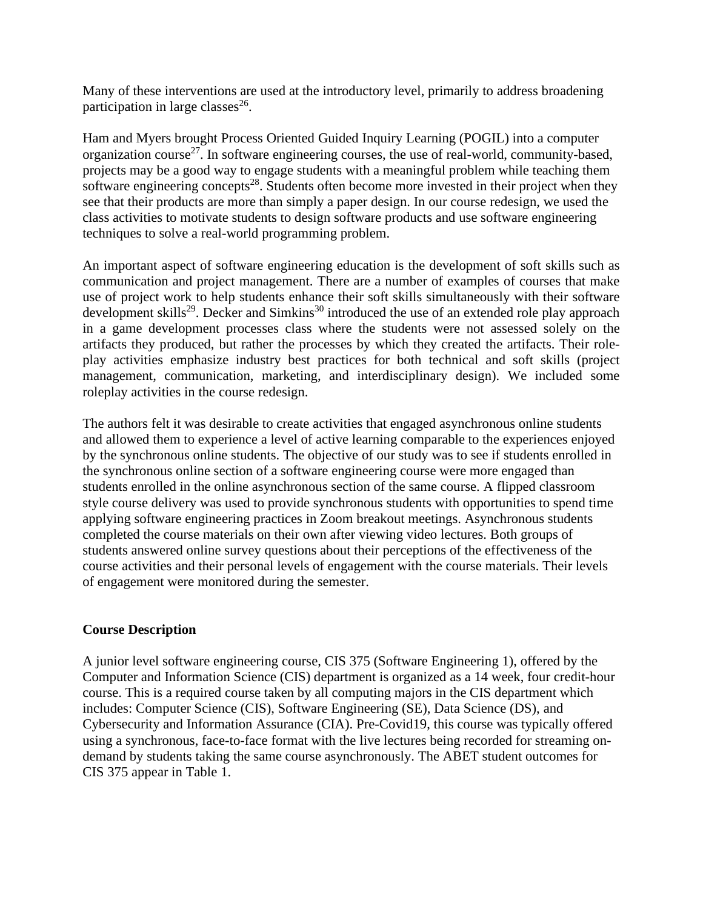Many of these interventions are used at the introductory level, primarily to address broadening participation in large classes[26].

Ham and Myers brought Process Oriented Guided Inquiry Learning (POGIL) into a computer organization course[27]. In software engineering courses, the use of real-world, community-based, projects may be a good way to engage students with a meaningful problem while teaching them software engineering concepts[28]. Students often become more invested in their project when they see that their products are more than simply a paper design. In our course redesign, we used the class activities to motivate students to design software products and use software engineering techniques to solve a real-world programming problem.

An important aspect of software engineering education is the development of soft skills such as communication and project management. There are a number of examples of courses that make use of project work to help students enhance their soft skills simultaneously with their software development skills[29]. Decker and Simkins[30] introduced the use of an extended role play approach in a game development processes class where the students were not assessed solely on the artifacts they produced, but rather the processes by which they created the artifacts. Their role-play activities emphasize industry best practices for both technical and soft skills (project management, communication, marketing, and interdisciplinary design). We included some roleplay activities in the course redesign.

The authors felt it was desirable to create activities that engaged asynchronous online students and allowed them to experience a level of active learning comparable to the experiences enjoyed by the synchronous online students. The objective of our study was to see if students enrolled in the synchronous online section of a software engineering course were more engaged than students enrolled in the online asynchronous section of the same course. A flipped classroom style course delivery was used to provide synchronous students with opportunities to spend time applying software engineering practices in Zoom breakout meetings. Asynchronous students completed the course materials on their own after viewing video lectures. Both groups of students answered online survey questions about their perceptions of the effectiveness of the course activities and their personal levels of engagement with the course materials. Their levels of engagement were monitored during the semester.

## Course Description

A junior level software engineering course, CIS 375 (Software Engineering 1), offered by the Computer and Information Science (CIS) department is organized as a 14 week, four credit-hour course. This is a required course taken by all computing majors in the CIS department which includes: Computer Science (CIS), Software Engineering (SE), Data Science (DS), and Cybersecurity and Information Assurance (CIA). Pre-Covid19, this course was typically offered using a synchronous, face-to-face format with the live lectures being recorded for streaming on-demand by students taking the same course asynchronously. The ABET student outcomes for CIS 375 appear in Table 1.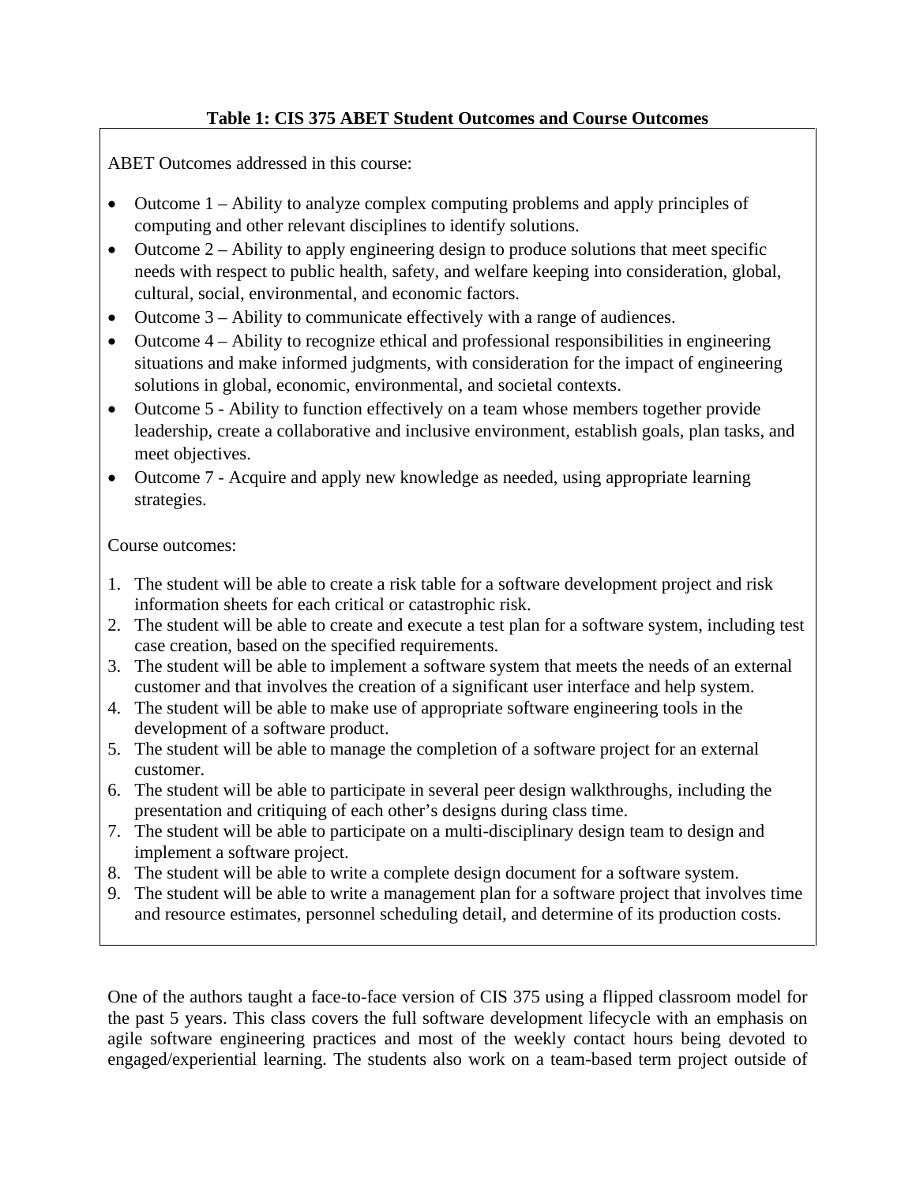**Table 1: CIS 375 ABET Student Outcomes and Course Outcomes**

ABET Outcomes addressed in this course:

- Outcome 1 – Ability to analyze complex computing problems and apply principles of computing and other relevant disciplines to identify solutions.
- Outcome 2 – Ability to apply engineering design to produce solutions that meet specific needs with respect to public health, safety, and welfare keeping into consideration, global, cultural, social, environmental, and economic factors.
- Outcome 3 – Ability to communicate effectively with a range of audiences.
- Outcome 4 – Ability to recognize ethical and professional responsibilities in engineering situations and make informed judgments, with consideration for the impact of engineering solutions in global, economic, environmental, and societal contexts.
- Outcome 5 - Ability to function effectively on a team whose members together provide leadership, create a collaborative and inclusive environment, establish goals, plan tasks, and meet objectives.
- Outcome 7 - Acquire and apply new knowledge as needed, using appropriate learning strategies.

Course outcomes:

1. The student will be able to create a risk table for a software development project and risk information sheets for each critical or catastrophic risk.
2. The student will be able to create and execute a test plan for a software system, including test case creation, based on the specified requirements.
3. The student will be able to implement a software system that meets the needs of an external customer and that involves the creation of a significant user interface and help system.
4. The student will be able to make use of appropriate software engineering tools in the development of a software product.
5. The student will be able to manage the completion of a software project for an external customer.
6. The student will be able to participate in several peer design walkthroughs, including the presentation and critiquing of each other's designs during class time.
7. The student will be able to participate on a multi-disciplinary design team to design and implement a software project.
8. The student will be able to write a complete design document for a software system.
9. The student will be able to write a management plan for a software project that involves time and resource estimates, personnel scheduling detail, and determine of its production costs.

One of the authors taught a face-to-face version of CIS 375 using a flipped classroom model for the past 5 years. This class covers the full software development lifecycle with an emphasis on agile software engineering practices and most of the weekly contact hours being devoted to engaged/experiential learning. The students also work on a team-based term project outside of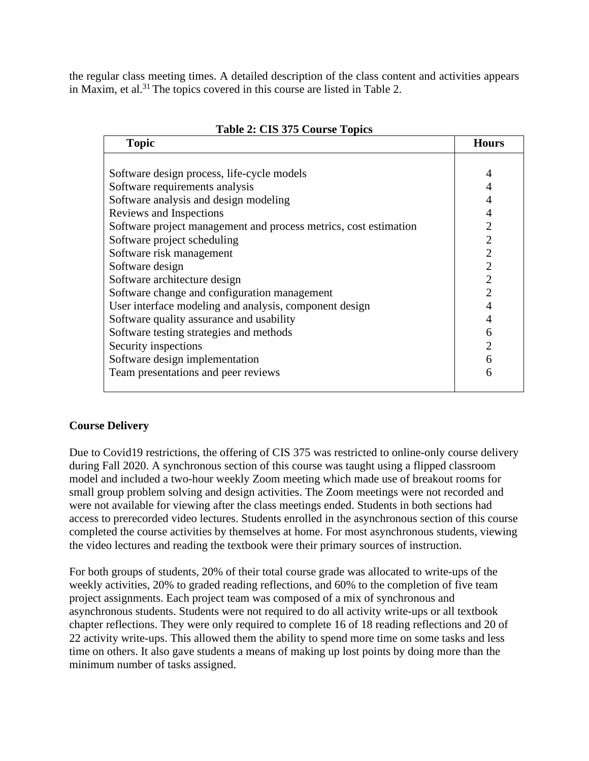the regular class meeting times. A detailed description of the class content and activities appears in Maxim, et al.[31] The topics covered in this course are listed in Table 2.

**Table 2: CIS 375 Course Topics**

| Topic | Hours |
| --- | --- |
| Software design process, life-cycle models | 4 |
| Software requirements analysis | 4 |
| Software analysis and design modeling | 4 |
| Reviews and Inspections | 4 |
| Software project management and process metrics, cost estimation | 2 |
| Software project scheduling | 2 |
| Software risk management | 2 |
| Software design | 2 |
| Software architecture design | 2 |
| Software change and configuration management | 2 |
| User interface modeling and analysis, component design | 4 |
| Software quality assurance and usability | 4 |
| Software testing strategies and methods | 6 |
| Security inspections | 2 |
| Software design implementation | 6 |
| Team presentations and peer reviews | 6 |

**Course Delivery**

Due to Covid19 restrictions, the offering of CIS 375 was restricted to online-only course delivery during Fall 2020. A synchronous section of this course was taught using a flipped classroom model and included a two-hour weekly Zoom meeting which made use of breakout rooms for small group problem solving and design activities. The Zoom meetings were not recorded and were not available for viewing after the class meetings ended. Students in both sections had access to prerecorded video lectures. Students enrolled in the asynchronous section of this course completed the course activities by themselves at home. For most asynchronous students, viewing the video lectures and reading the textbook were their primary sources of instruction.

For both groups of students, 20% of their total course grade was allocated to write-ups of the weekly activities, 20% to graded reading reflections, and 60% to the completion of five team project assignments. Each project team was composed of a mix of synchronous and asynchronous students. Students were not required to do all activity write-ups or all textbook chapter reflections. They were only required to complete 16 of 18 reading reflections and 20 of 22 activity write-ups. This allowed them the ability to spend more time on some tasks and less time on others. It also gave students a means of making up lost points by doing more than the minimum number of tasks assigned.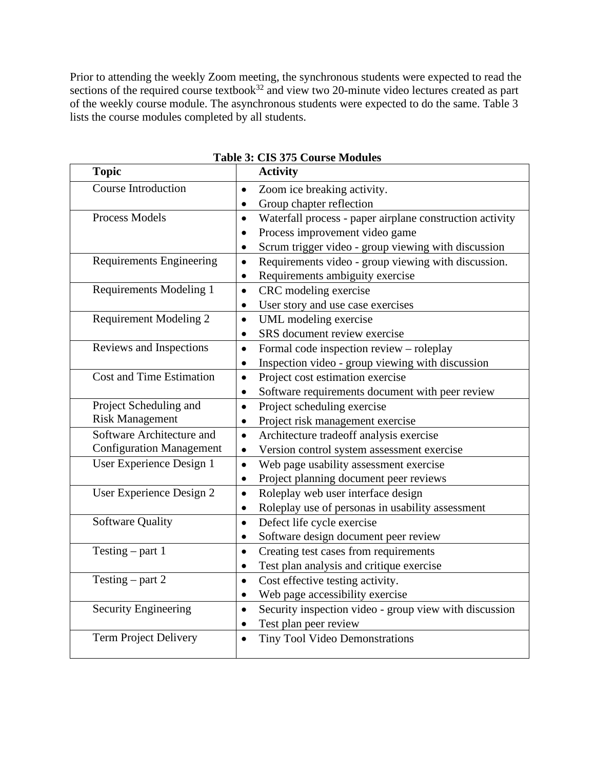Prior to attending the weekly Zoom meeting, the synchronous students were expected to read the sections of the required course textbook[32] and view two 20-minute video lectures created as part of the weekly course module. The asynchronous students were expected to do the same. Table 3 lists the course modules completed by all students.

**Table 3: CIS 375 Course Modules**

| Topic | Activity |
|---|---|
| Course Introduction | • Zoom ice breaking activity.<br>• Group chapter reflection |
| Process Models | • Waterfall process - paper airplane construction activity<br>• Process improvement video game<br>• Scrum trigger video - group viewing with discussion |
| Requirements Engineering | • Requirements video - group viewing with discussion.<br>• Requirements ambiguity exercise |
| Requirements Modeling 1 | • CRC modeling exercise<br>• User story and use case exercises |
| Requirement Modeling 2 | • UML modeling exercise<br>• SRS document review exercise |
| Reviews and Inspections | • Formal code inspection review – roleplay<br>• Inspection video - group viewing with discussion |
| Cost and Time Estimation | • Project cost estimation exercise<br>• Software requirements document with peer review |
| Project Scheduling and Risk Management | • Project scheduling exercise<br>• Project risk management exercise |
| Software Architecture and Configuration Management | • Architecture tradeoff analysis exercise<br>• Version control system assessment exercise |
| User Experience Design 1 | • Web page usability assessment exercise<br>• Project planning document peer reviews |
| User Experience Design 2 | • Roleplay web user interface design<br>• Roleplay use of personas in usability assessment |
| Software Quality | • Defect life cycle exercise<br>• Software design document peer review |
| Testing – part 1 | • Creating test cases from requirements<br>• Test plan analysis and critique exercise |
| Testing – part 2 | • Cost effective testing activity.<br>• Web page accessibility exercise |
| Security Engineering | • Security inspection video - group view with discussion<br>• Test plan peer review |
| Term Project Delivery | • Tiny Tool Video Demonstrations |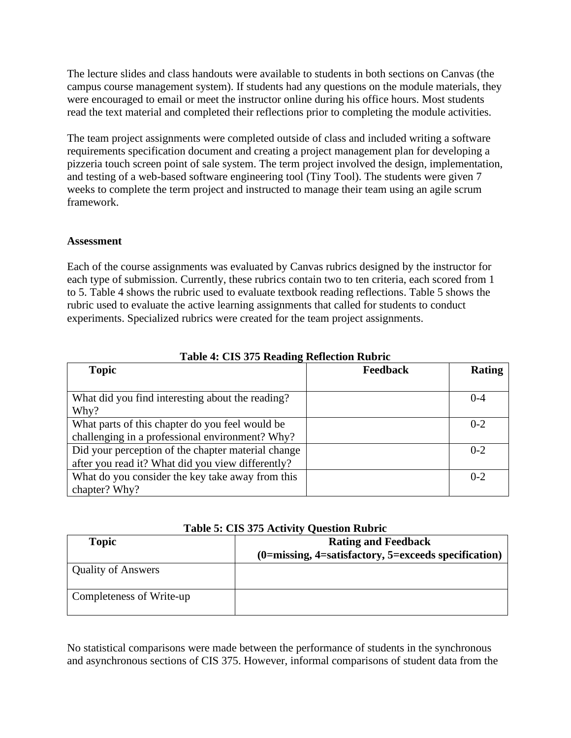The lecture slides and class handouts were available to students in both sections on Canvas (the campus course management system). If students had any questions on the module materials, they were encouraged to email or meet the instructor online during his office hours. Most students read the text material and completed their reflections prior to completing the module activities.

The team project assignments were completed outside of class and included writing a software requirements specification document and creating a project management plan for developing a pizzeria touch screen point of sale system. The term project involved the design, implementation, and testing of a web-based software engineering tool (Tiny Tool). The students were given 7 weeks to complete the term project and instructed to manage their team using an agile scrum framework.

**Assessment**

Each of the course assignments was evaluated by Canvas rubrics designed by the instructor for each type of submission. Currently, these rubrics contain two to ten criteria, each scored from 1 to 5. Table 4 shows the rubric used to evaluate textbook reading reflections. Table 5 shows the rubric used to evaluate the active learning assignments that called for students to conduct experiments. Specialized rubrics were created for the team project assignments.

**Table 4: CIS 375 Reading Reflection Rubric**

| Topic | Feedback | Rating |
| --- | --- | --- |
| What did you find interesting about the reading? Why? | | 0-4 |
| What parts of this chapter do you feel would be challenging in a professional environment? Why? | | 0-2 |
| Did your perception of the chapter material change after you read it? What did you view differently? | | 0-2 |
| What do you consider the key take away from this chapter? Why? | | 0-2 |

**Table 5: CIS 375 Activity Question Rubric**

| Topic | Rating and Feedback (0=missing, 4=satisfactory, 5=exceeds specification) |
| --- | --- |
| Quality of Answers | |
| Completeness of Write-up | |

No statistical comparisons were made between the performance of students in the synchronous and asynchronous sections of CIS 375. However, informal comparisons of student data from the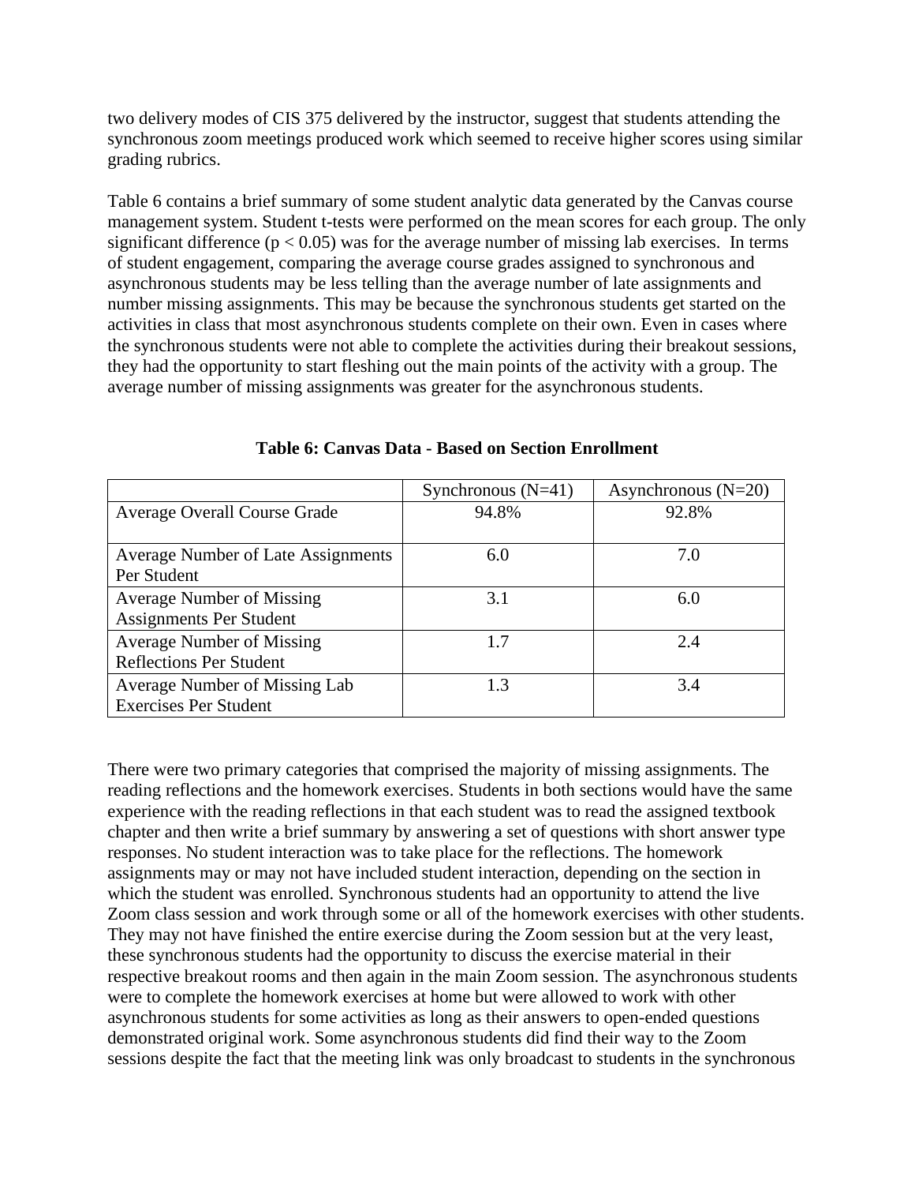two delivery modes of CIS 375 delivered by the instructor, suggest that students attending the synchronous zoom meetings produced work which seemed to receive higher scores using similar grading rubrics.

Table 6 contains a brief summary of some student analytic data generated by the Canvas course management system. Student t-tests were performed on the mean scores for each group. The only significant difference ($p < 0.05$) was for the average number of missing lab exercises. In terms of student engagement, comparing the average course grades assigned to synchronous and asynchronous students may be less telling than the average number of late assignments and number missing assignments. This may be because the synchronous students get started on the activities in class that most asynchronous students complete on their own. Even in cases where the synchronous students were not able to complete the activities during their breakout sessions, they had the opportunity to start fleshing out the main points of the activity with a group. The average number of missing assignments was greater for the asynchronous students.

**Table 6: Canvas Data - Based on Section Enrollment**

| | Synchronous (N=41) | Asynchronous (N=20) |
|---|---|---|
| Average Overall Course Grade | 94.8% | 92.8% |
| Average Number of Late Assignments Per Student | 6.0 | 7.0 |
| Average Number of Missing Assignments Per Student | 3.1 | 6.0 |
| Average Number of Missing Reflections Per Student | 1.7 | 2.4 |
| Average Number of Missing Lab Exercises Per Student | 1.3 | 3.4 |

There were two primary categories that comprised the majority of missing assignments. The reading reflections and the homework exercises. Students in both sections would have the same experience with the reading reflections in that each student was to read the assigned textbook chapter and then write a brief summary by answering a set of questions with short answer type responses. No student interaction was to take place for the reflections. The homework assignments may or may not have included student interaction, depending on the section in which the student was enrolled. Synchronous students had an opportunity to attend the live Zoom class session and work through some or all of the homework exercises with other students. They may not have finished the entire exercise during the Zoom session but at the very least, these synchronous students had the opportunity to discuss the exercise material in their respective breakout rooms and then again in the main Zoom session. The asynchronous students were to complete the homework exercises at home but were allowed to work with other asynchronous students for some activities as long as their answers to open-ended questions demonstrated original work. Some asynchronous students did find their way to the Zoom sessions despite the fact that the meeting link was only broadcast to students in the synchronous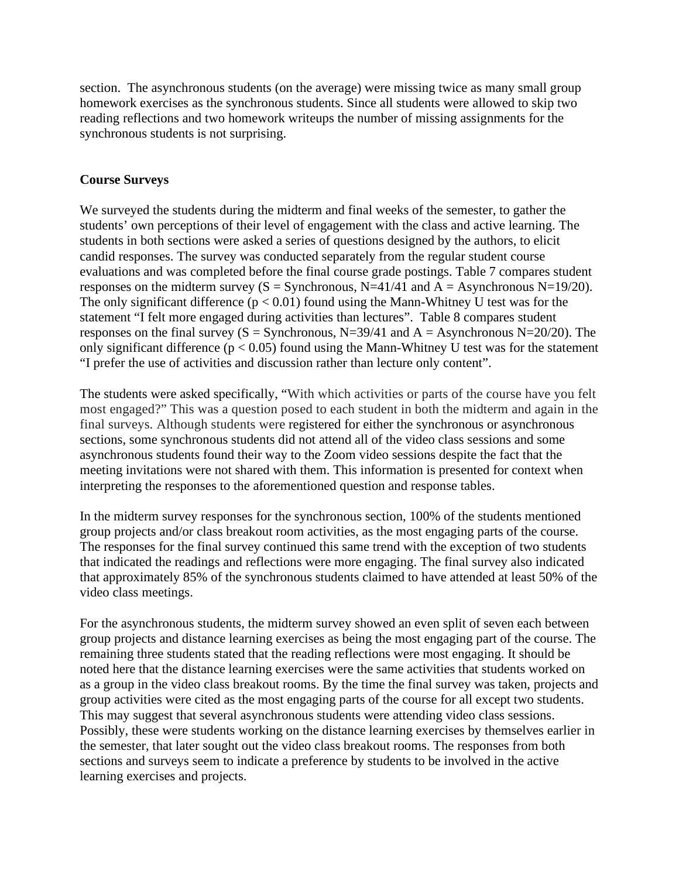section. The asynchronous students (on the average) were missing twice as many small group homework exercises as the synchronous students. Since all students were allowed to skip two reading reflections and two homework writeups the number of missing assignments for the synchronous students is not surprising.

**Course Surveys**

We surveyed the students during the midterm and final weeks of the semester, to gather the students' own perceptions of their level of engagement with the class and active learning. The students in both sections were asked a series of questions designed by the authors, to elicit candid responses. The survey was conducted separately from the regular student course evaluations and was completed before the final course grade postings. Table 7 compares student responses on the midterm survey (S = Synchronous, N=41/41 and A = Asynchronous N=19/20). The only significant difference ($p < 0.01$) found using the Mann-Whitney U test was for the statement "I felt more engaged during activities than lectures". Table 8 compares student responses on the final survey (S = Synchronous, N=39/41 and A = Asynchronous N=20/20). The only significant difference ($p < 0.05$) found using the Mann-Whitney U test was for the statement "I prefer the use of activities and discussion rather than lecture only content".

The students were asked specifically, "With which activities or parts of the course have you felt most engaged?" This was a question posed to each student in both the midterm and again in the final surveys. Although students were registered for either the synchronous or asynchronous sections, some synchronous students did not attend all of the video class sessions and some asynchronous students found their way to the Zoom video sessions despite the fact that the meeting invitations were not shared with them. This information is presented for context when interpreting the responses to the aforementioned question and response tables.

In the midterm survey responses for the synchronous section, 100% of the students mentioned group projects and/or class breakout room activities, as the most engaging parts of the course. The responses for the final survey continued this same trend with the exception of two students that indicated the readings and reflections were more engaging. The final survey also indicated that approximately 85% of the synchronous students claimed to have attended at least 50% of the video class meetings.

For the asynchronous students, the midterm survey showed an even split of seven each between group projects and distance learning exercises as being the most engaging part of the course. The remaining three students stated that the reading reflections were most engaging. It should be noted here that the distance learning exercises were the same activities that students worked on as a group in the video class breakout rooms. By the time the final survey was taken, projects and group activities were cited as the most engaging parts of the course for all except two students. This may suggest that several asynchronous students were attending video class sessions. Possibly, these were students working on the distance learning exercises by themselves earlier in the semester, that later sought out the video class breakout rooms. The responses from both sections and surveys seem to indicate a preference by students to be involved in the active learning exercises and projects.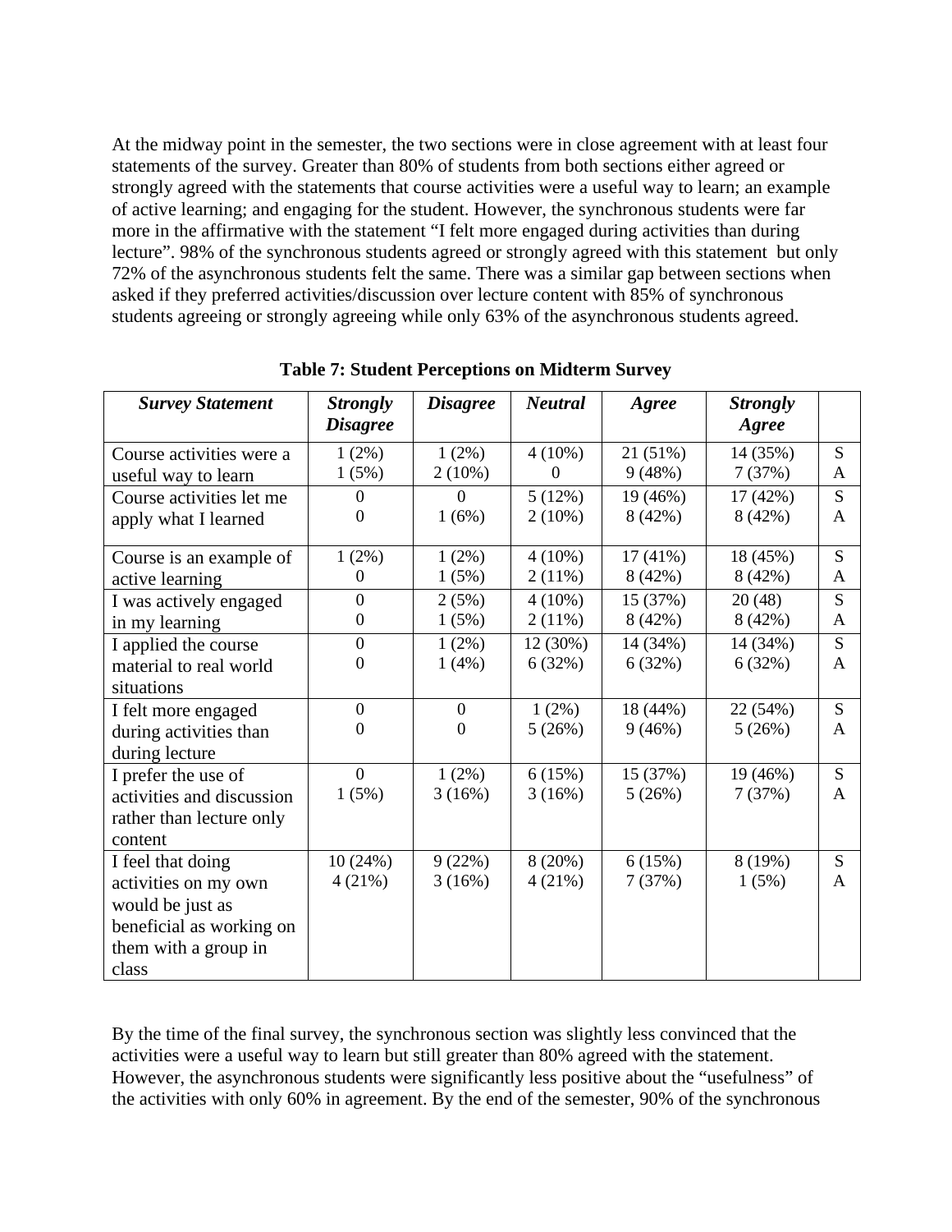At the midway point in the semester, the two sections were in close agreement with at least four statements of the survey. Greater than 80% of students from both sections either agreed or strongly agreed with the statements that course activities were a useful way to learn; an example of active learning; and engaging for the student. However, the synchronous students were far more in the affirmative with the statement "I felt more engaged during activities than during lecture". 98% of the synchronous students agreed or strongly agreed with this statement but only 72% of the asynchronous students felt the same. There was a similar gap between sections when asked if they preferred activities/discussion over lecture content with 85% of synchronous students agreeing or strongly agreeing while only 63% of the asynchronous students agreed.

**Table 7: Student Perceptions on Midterm Survey**

| *Survey Statement* | *Strongly Disagree* | *Disagree* | *Neutral* | *Agree* | *Strongly Agree* | |
|---|---|---|---|---|---|---|
| Course activities were a useful way to learn | 1 (2%)<br>1 (5%) | 1 (2%)<br>2 (10%) | 4 (10%)<br>0 | 21 (51%)<br>9 (48%) | 14 (35%)<br>7 (37%) | S<br>A |
| Course activities let me apply what I learned | 0<br>0 | 0<br>1 (6%) | 5 (12%)<br>2 (10%) | 19 (46%)<br>8 (42%) | 17 (42%)<br>8 (42%) | S<br>A |
| Course is an example of active learning | 1 (2%)<br>0 | 1 (2%)<br>1 (5%) | 4 (10%)<br>2 (11%) | 17 (41%)<br>8 (42%) | 18 (45%)<br>8 (42%) | S<br>A |
| I was actively engaged in my learning | 0<br>0 | 2 (5%)<br>1 (5%) | 4 (10%)<br>2 (11%) | 15 (37%)<br>8 (42%) | 20 (48)<br>8 (42%) | S<br>A |
| I applied the course material to real world situations | 0<br>0 | 1 (2%)<br>1 (4%) | 12 (30%)<br>6 (32%) | 14 (34%)<br>6 (32%) | 14 (34%)<br>6 (32%) | S<br>A |
| I felt more engaged during activities than during lecture | 0<br>0 | 0<br>0 | 1 (2%)<br>5 (26%) | 18 (44%)<br>9 (46%) | 22 (54%)<br>5 (26%) | S<br>A |
| I prefer the use of activities and discussion rather than lecture only content | 0<br>1 (5%) | 1 (2%)<br>3 (16%) | 6 (15%)<br>3 (16%) | 15 (37%)<br>5 (26%) | 19 (46%)<br>7 (37%) | S<br>A |
| I feel that doing activities on my own would be just as beneficial as working on them with a group in class | 10 (24%)<br>4 (21%) | 9 (22%)<br>3 (16%) | 8 (20%)<br>4 (21%) | 6 (15%)<br>7 (37%) | 8 (19%)<br>1 (5%) | S<br>A |

By the time of the final survey, the synchronous section was slightly less convinced that the activities were a useful way to learn but still greater than 80% agreed with the statement. However, the asynchronous students were significantly less positive about the "usefulness" of the activities with only 60% in agreement. By the end of the semester, 90% of the synchronous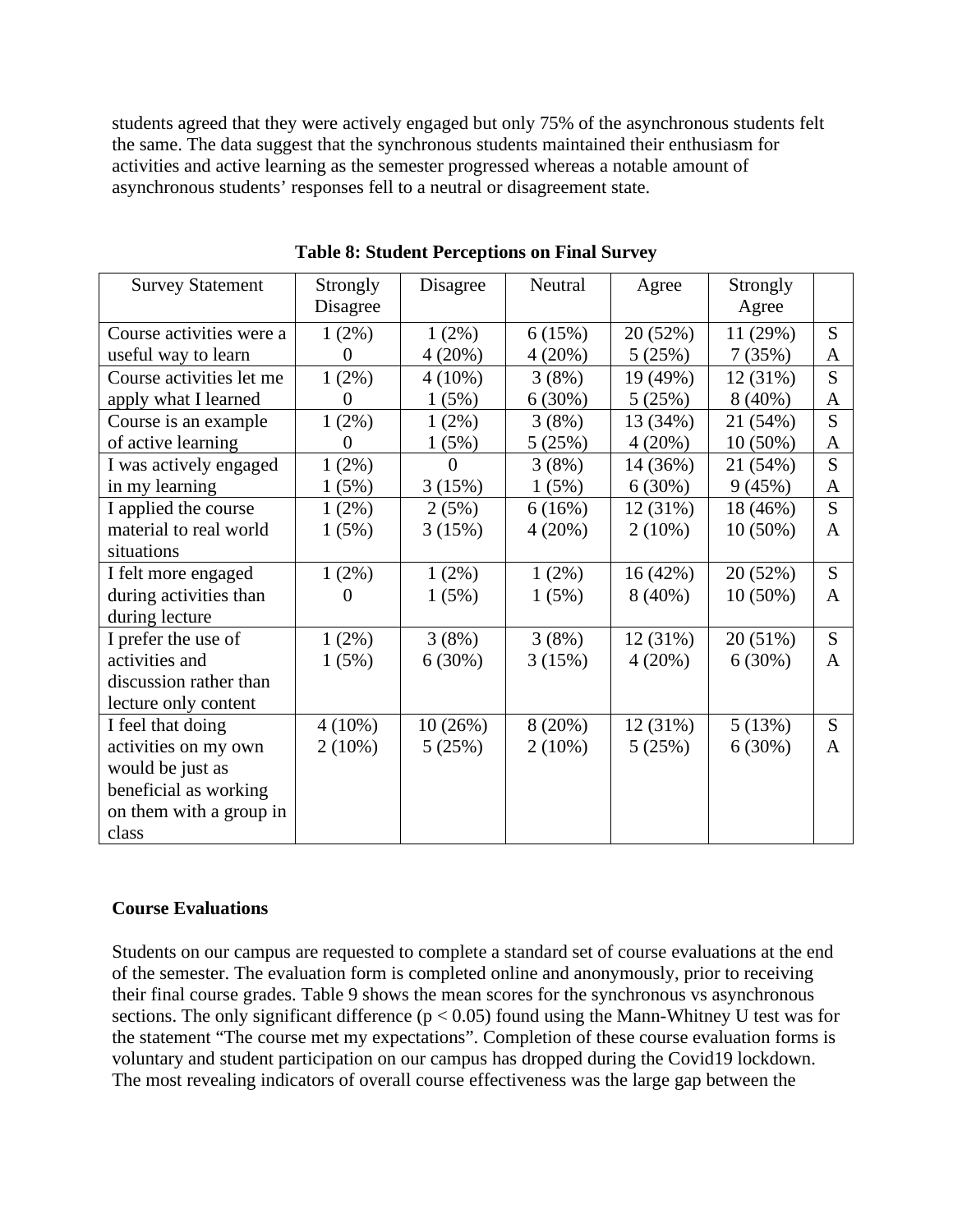students agreed that they were actively engaged but only 75% of the asynchronous students felt the same. The data suggest that the synchronous students maintained their enthusiasm for activities and active learning as the semester progressed whereas a notable amount of asynchronous students' responses fell to a neutral or disagreement state.

**Table 8: Student Perceptions on Final Survey**

| Survey Statement | Strongly Disagree | Disagree | Neutral | Agree | Strongly Agree | |
|---|---|---|---|---|---|---|
| Course activities were a useful way to learn | 1 (2%)<br>0 | 1 (2%)<br>4 (20%) | 6 (15%)<br>4 (20%) | 20 (52%)<br>5 (25%) | 11 (29%)<br>7 (35%) | S<br>A |
| Course activities let me apply what I learned | 1 (2%)<br>0 | 4 (10%)<br>1 (5%) | 3 (8%)<br>6 (30%) | 19 (49%)<br>5 (25%) | 12 (31%)<br>8 (40%) | S<br>A |
| Course is an example of active learning | 1 (2%)<br>0 | 1 (2%)<br>1 (5%) | 3 (8%)<br>5 (25%) | 13 (34%)<br>4 (20%) | 21 (54%)<br>10 (50%) | S<br>A |
| I was actively engaged in my learning | 1 (2%)<br>1 (5%) | 0<br>3 (15%) | 3 (8%)<br>1 (5%) | 14 (36%)<br>6 (30%) | 21 (54%)<br>9 (45%) | S<br>A |
| I applied the course material to real world situations | 1 (2%)<br>1 (5%) | 2 (5%)<br>3 (15%) | 6 (16%)<br>4 (20%) | 12 (31%)<br>2 (10%) | 18 (46%)<br>10 (50%) | S<br>A |
| I felt more engaged during activities than during lecture | 1 (2%)<br>0 | 1 (2%)<br>1 (5%) | 1 (2%)<br>1 (5%) | 16 (42%)<br>8 (40%) | 20 (52%)<br>10 (50%) | S<br>A |
| I prefer the use of activities and discussion rather than lecture only content | 1 (2%)<br>1 (5%) | 3 (8%)<br>6 (30%) | 3 (8%)<br>3 (15%) | 12 (31%)<br>4 (20%) | 20 (51%)<br>6 (30%) | S<br>A |
| I feel that doing activities on my own would be just as beneficial as working on them with a group in class | 4 (10%)<br>2 (10%) | 10 (26%)<br>5 (25%) | 8 (20%)<br>2 (10%) | 12 (31%)<br>5 (25%) | 5 (13%)<br>6 (30%) | S<br>A |

## Course Evaluations

Students on our campus are requested to complete a standard set of course evaluations at the end of the semester. The evaluation form is completed online and anonymously, prior to receiving their final course grades. Table 9 shows the mean scores for the synchronous vs asynchronous sections. The only significant difference ($p < 0.05$) found using the Mann-Whitney U test was for the statement "The course met my expectations". Completion of these course evaluation forms is voluntary and student participation on our campus has dropped during the Covid19 lockdown. The most revealing indicators of overall course effectiveness was the large gap between the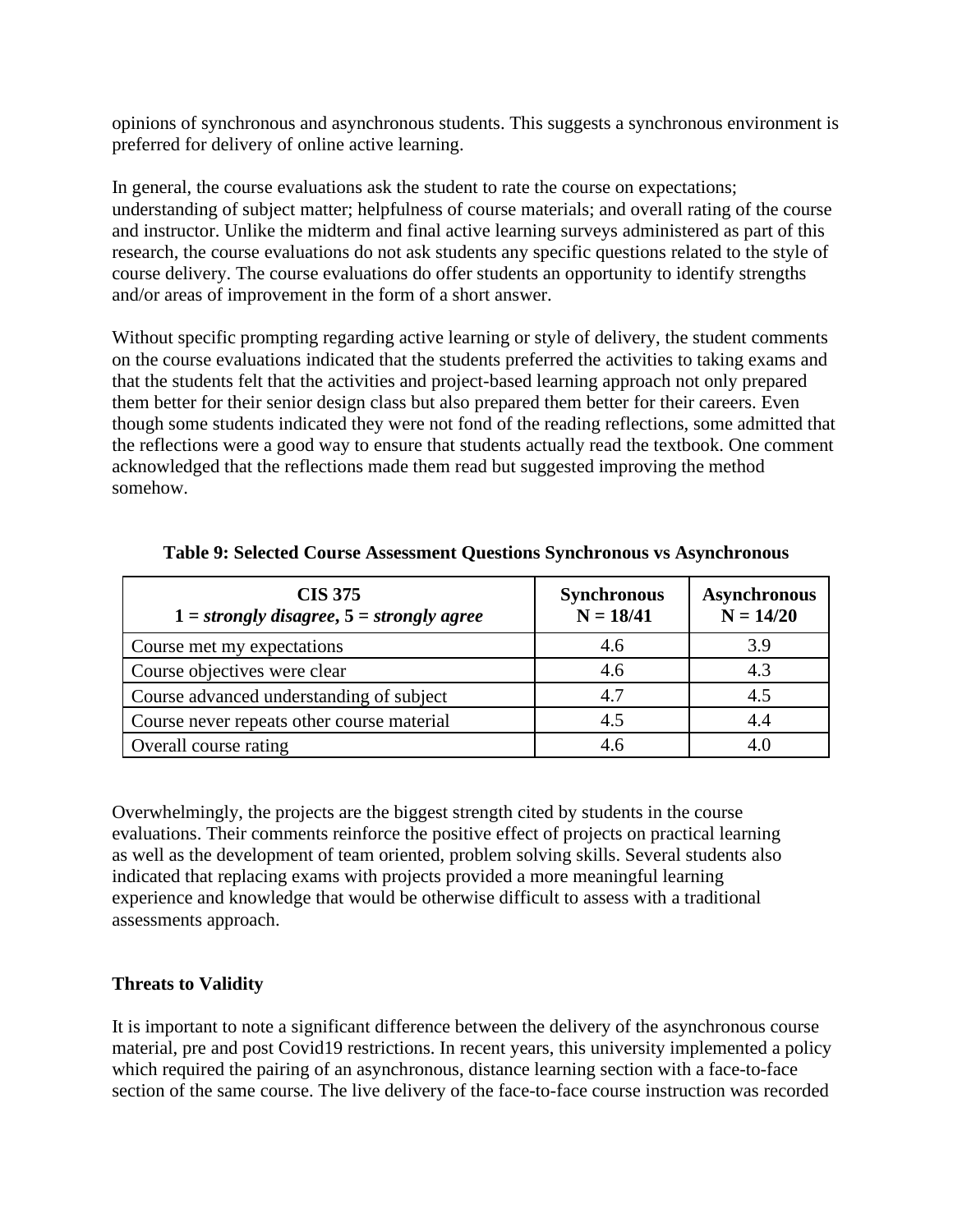opinions of synchronous and asynchronous students. This suggests a synchronous environment is preferred for delivery of online active learning.

In general, the course evaluations ask the student to rate the course on expectations; understanding of subject matter; helpfulness of course materials; and overall rating of the course and instructor. Unlike the midterm and final active learning surveys administered as part of this research, the course evaluations do not ask students any specific questions related to the style of course delivery. The course evaluations do offer students an opportunity to identify strengths and/or areas of improvement in the form of a short answer.

Without specific prompting regarding active learning or style of delivery, the student comments on the course evaluations indicated that the students preferred the activities to taking exams and that the students felt that the activities and project-based learning approach not only prepared them better for their senior design class but also prepared them better for their careers. Even though some students indicated they were not fond of the reading reflections, some admitted that the reflections were a good way to ensure that students actually read the textbook. One comment acknowledged that the reflections made them read but suggested improving the method somehow.

**Table 9: Selected Course Assessment Questions Synchronous vs Asynchronous**

| **CIS 375**<br>**1 = *strongly disagree*, 5 = *strongly agree*** | **Synchronous**<br>**N = 18/41** | **Asynchronous**<br>**N = 14/20** |
|---|---|---|
| Course met my expectations | 4.6 | 3.9 |
| Course objectives were clear | 4.6 | 4.3 |
| Course advanced understanding of subject | 4.7 | 4.5 |
| Course never repeats other course material | 4.5 | 4.4 |
| Overall course rating | 4.6 | 4.0 |

Overwhelmingly, the projects are the biggest strength cited by students in the course evaluations. Their comments reinforce the positive effect of projects on practical learning as well as the development of team oriented, problem solving skills. Several students also indicated that replacing exams with projects provided a more meaningful learning experience and knowledge that would be otherwise difficult to assess with a traditional assessments approach.

### Threats to Validity

It is important to note a significant difference between the delivery of the asynchronous course material, pre and post Covid19 restrictions. In recent years, this university implemented a policy which required the pairing of an asynchronous, distance learning section with a face-to-face section of the same course. The live delivery of the face-to-face course instruction was recorded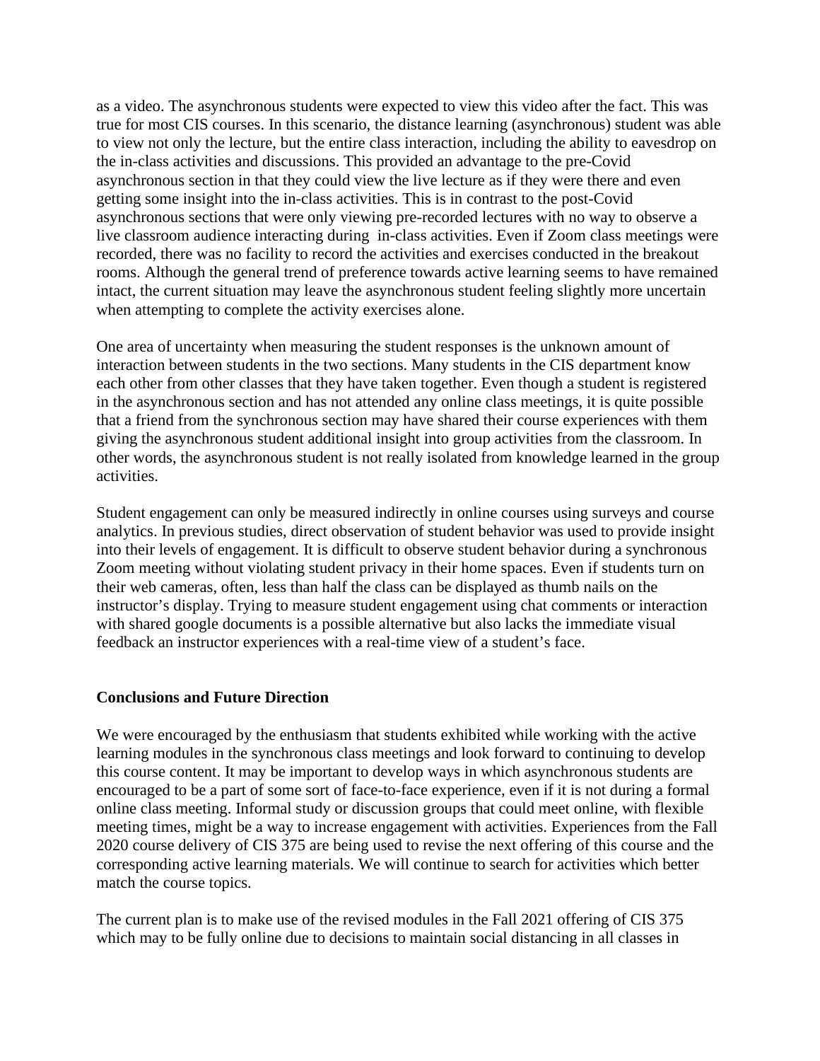as a video. The asynchronous students were expected to view this video after the fact. This was true for most CIS courses. In this scenario, the distance learning (asynchronous) student was able to view not only the lecture, but the entire class interaction, including the ability to eavesdrop on the in-class activities and discussions. This provided an advantage to the pre-Covid asynchronous section in that they could view the live lecture as if they were there and even getting some insight into the in-class activities. This is in contrast to the post-Covid asynchronous sections that were only viewing pre-recorded lectures with no way to observe a live classroom audience interacting during in-class activities. Even if Zoom class meetings were recorded, there was no facility to record the activities and exercises conducted in the breakout rooms. Although the general trend of preference towards active learning seems to have remained intact, the current situation may leave the asynchronous student feeling slightly more uncertain when attempting to complete the activity exercises alone.

One area of uncertainty when measuring the student responses is the unknown amount of interaction between students in the two sections. Many students in the CIS department know each other from other classes that they have taken together. Even though a student is registered in the asynchronous section and has not attended any online class meetings, it is quite possible that a friend from the synchronous section may have shared their course experiences with them giving the asynchronous student additional insight into group activities from the classroom. In other words, the asynchronous student is not really isolated from knowledge learned in the group activities.

Student engagement can only be measured indirectly in online courses using surveys and course analytics. In previous studies, direct observation of student behavior was used to provide insight into their levels of engagement. It is difficult to observe student behavior during a synchronous Zoom meeting without violating student privacy in their home spaces. Even if students turn on their web cameras, often, less than half the class can be displayed as thumb nails on the instructor's display. Trying to measure student engagement using chat comments or interaction with shared google documents is a possible alternative but also lacks the immediate visual feedback an instructor experiences with a real-time view of a student's face.

**Conclusions and Future Direction**

We were encouraged by the enthusiasm that students exhibited while working with the active learning modules in the synchronous class meetings and look forward to continuing to develop this course content. It may be important to develop ways in which asynchronous students are encouraged to be a part of some sort of face-to-face experience, even if it is not during a formal online class meeting. Informal study or discussion groups that could meet online, with flexible meeting times, might be a way to increase engagement with activities. Experiences from the Fall 2020 course delivery of CIS 375 are being used to revise the next offering of this course and the corresponding active learning materials. We will continue to search for activities which better match the course topics.

The current plan is to make use of the revised modules in the Fall 2021 offering of CIS 375 which may to be fully online due to decisions to maintain social distancing in all classes in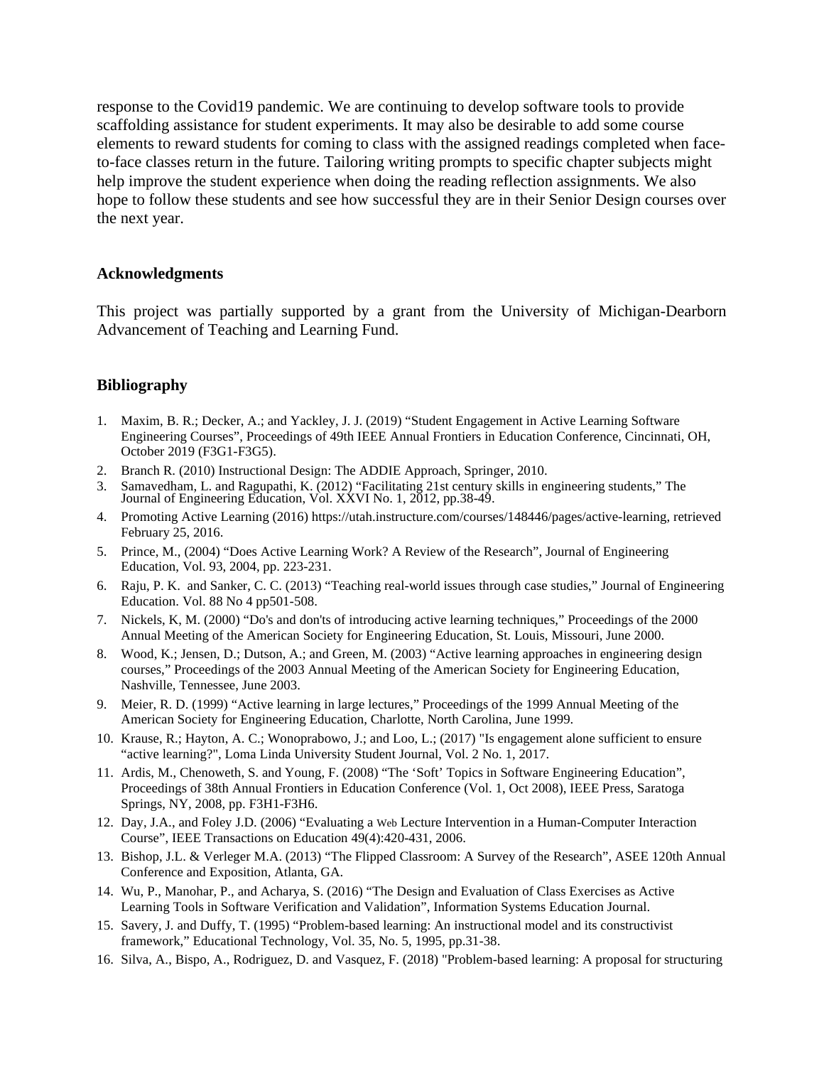response to the Covid19 pandemic. We are continuing to develop software tools to provide scaffolding assistance for student experiments. It may also be desirable to add some course elements to reward students for coming to class with the assigned readings completed when face-to-face classes return in the future. Tailoring writing prompts to specific chapter subjects might help improve the student experience when doing the reading reflection assignments. We also hope to follow these students and see how successful they are in their Senior Design courses over the next year.

## Acknowledgments

This project was partially supported by a grant from the University of Michigan-Dearborn Advancement of Teaching and Learning Fund.

## Bibliography

1. Maxim, B. R.; Decker, A.; and Yackley, J. J. (2019) "Student Engagement in Active Learning Software Engineering Courses", Proceedings of 49th IEEE Annual Frontiers in Education Conference, Cincinnati, OH, October 2019 (F3G1-F3G5).
2. Branch R. (2010) Instructional Design: The ADDIE Approach, Springer, 2010.
3. Samavedham, L. and Ragupathi, K. (2012) "Facilitating 21st century skills in engineering students," The Journal of Engineering Education, Vol. XXVI No. 1, 2012, pp.38-49.
4. Promoting Active Learning (2016) https://utah.instructure.com/courses/148446/pages/active-learning, retrieved February 25, 2016.
5. Prince, M., (2004) "Does Active Learning Work? A Review of the Research", Journal of Engineering Education, Vol. 93, 2004, pp. 223-231.
6. Raju, P. K. and Sanker, C. C. (2013) "Teaching real-world issues through case studies," Journal of Engineering Education. Vol. 88 No 4 pp501-508.
7. Nickels, K, M. (2000) "Do's and don'ts of introducing active learning techniques," Proceedings of the 2000 Annual Meeting of the American Society for Engineering Education, St. Louis, Missouri, June 2000.
8. Wood, K.; Jensen, D.; Dutson, A.; and Green, M. (2003) "Active learning approaches in engineering design courses," Proceedings of the 2003 Annual Meeting of the American Society for Engineering Education, Nashville, Tennessee, June 2003.
9. Meier, R. D. (1999) "Active learning in large lectures," Proceedings of the 1999 Annual Meeting of the American Society for Engineering Education, Charlotte, North Carolina, June 1999.
10. Krause, R.; Hayton, A. C.; Wonoprabowo, J.; and Loo, L.; (2017) "Is engagement alone sufficient to ensure "active learning?", Loma Linda University Student Journal, Vol. 2 No. 1, 2017.
11. Ardis, M., Chenoweth, S. and Young, F. (2008) "The 'Soft' Topics in Software Engineering Education", Proceedings of 38th Annual Frontiers in Education Conference (Vol. 1, Oct 2008), IEEE Press, Saratoga Springs, NY, 2008, pp. F3H1-F3H6.
12. Day, J.A., and Foley J.D. (2006) "Evaluating a Web Lecture Intervention in a Human-Computer Interaction Course", IEEE Transactions on Education 49(4):420-431, 2006.
13. Bishop, J.L. & Verleger M.A. (2013) "The Flipped Classroom: A Survey of the Research", ASEE 120th Annual Conference and Exposition, Atlanta, GA.
14. Wu, P., Manohar, P., and Acharya, S. (2016) "The Design and Evaluation of Class Exercises as Active Learning Tools in Software Verification and Validation", Information Systems Education Journal.
15. Savery, J. and Duffy, T. (1995) "Problem-based learning: An instructional model and its constructivist framework," Educational Technology, Vol. 35, No. 5, 1995, pp.31-38.
16. Silva, A., Bispo, A., Rodriguez, D. and Vasquez, F. (2018) "Problem-based learning: A proposal for structuring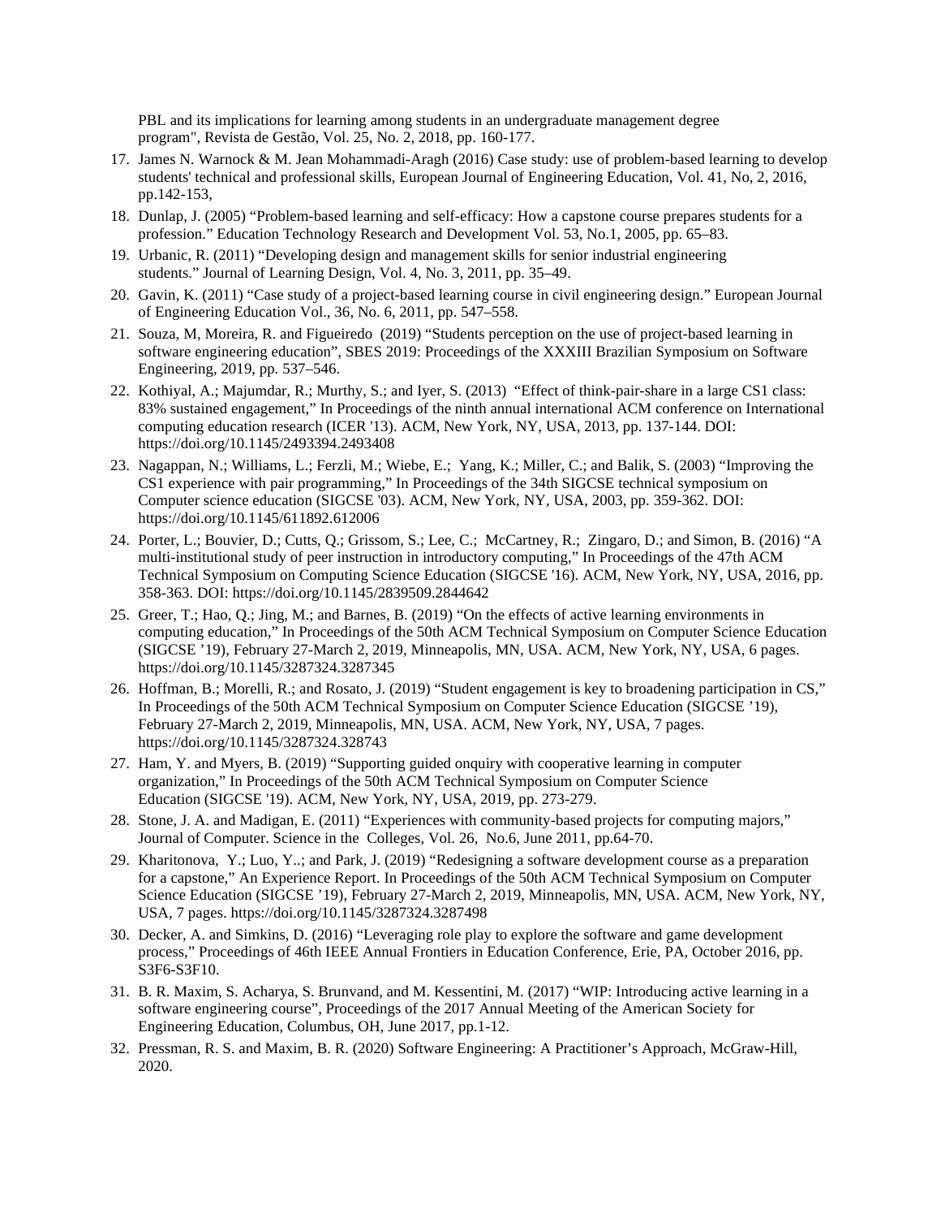PBL and its implications for learning among students in an undergraduate management degree program", Revista de Gestão, Vol. 25, No. 2, 2018, pp. 160-177.

17. James N. Warnock & M. Jean Mohammadi-Aragh (2016) Case study: use of problem-based learning to develop students' technical and professional skills, European Journal of Engineering Education, Vol. 41, No, 2, 2016, pp.142-153,
18. Dunlap, J. (2005) "Problem-based learning and self-efficacy: How a capstone course prepares students for a profession." Education Technology Research and Development Vol. 53, No.1, 2005, pp. 65–83.
19. Urbanic, R. (2011) "Developing design and management skills for senior industrial engineering students." Journal of Learning Design, Vol. 4, No. 3, 2011, pp. 35–49.
20. Gavin, K. (2011) "Case study of a project-based learning course in civil engineering design." European Journal of Engineering Education Vol., 36, No. 6, 2011, pp. 547–558.
21. Souza, M, Moreira, R. and Figueiredo (2019) "Students perception on the use of project-based learning in software engineering education", SBES 2019: Proceedings of the XXXIII Brazilian Symposium on Software Engineering, 2019, pp. 537–546.
22. Kothiyal, A.; Majumdar, R.; Murthy, S.; and Iyer, S. (2013) "Effect of think-pair-share in a large CS1 class: 83% sustained engagement," In Proceedings of the ninth annual international ACM conference on International computing education research (ICER '13). ACM, New York, NY, USA, 2013, pp. 137-144. DOI: https://doi.org/10.1145/2493394.2493408
23. Nagappan, N.; Williams, L.; Ferzli, M.; Wiebe, E.; Yang, K.; Miller, C.; and Balik, S. (2003) "Improving the CS1 experience with pair programming," In Proceedings of the 34th SIGCSE technical symposium on Computer science education (SIGCSE '03). ACM, New York, NY, USA, 2003, pp. 359-362. DOI: https://doi.org/10.1145/611892.612006
24. Porter, L.; Bouvier, D.; Cutts, Q.; Grissom, S.; Lee, C.; McCartney, R.; Zingaro, D.; and Simon, B. (2016) "A multi-institutional study of peer instruction in introductory computing," In Proceedings of the 47th ACM Technical Symposium on Computing Science Education (SIGCSE '16). ACM, New York, NY, USA, 2016, pp. 358-363. DOI: https://doi.org/10.1145/2839509.2844642
25. Greer, T.; Hao, Q.; Jing, M.; and Barnes, B. (2019) "On the effects of active learning environments in computing education," In Proceedings of the 50th ACM Technical Symposium on Computer Science Education (SIGCSE '19), February 27-March 2, 2019, Minneapolis, MN, USA. ACM, New York, NY, USA, 6 pages. https://doi.org/10.1145/3287324.3287345
26. Hoffman, B.; Morelli, R.; and Rosato, J. (2019) "Student engagement is key to broadening participation in CS," In Proceedings of the 50th ACM Technical Symposium on Computer Science Education (SIGCSE '19), February 27-March 2, 2019, Minneapolis, MN, USA. ACM, New York, NY, USA, 7 pages. https://doi.org/10.1145/3287324.328743
27. Ham, Y. and Myers, B. (2019) "Supporting guided onquiry with cooperative learning in computer organization," In Proceedings of the 50th ACM Technical Symposium on Computer Science Education (SIGCSE '19). ACM, New York, NY, USA, 2019, pp. 273-279.
28. Stone, J. A. and Madigan, E. (2011) "Experiences with community-based projects for computing majors," Journal of Computer. Science in the Colleges, Vol. 26, No.6, June 2011, pp.64-70.
29. Kharitonova, Y.; Luo, Y..; and Park, J. (2019) "Redesigning a software development course as a preparation for a capstone," An Experience Report. In Proceedings of the 50th ACM Technical Symposium on Computer Science Education (SIGCSE '19), February 27-March 2, 2019, Minneapolis, MN, USA. ACM, New York, NY, USA, 7 pages. https://doi.org/10.1145/3287324.3287498
30. Decker, A. and Simkins, D. (2016) "Leveraging role play to explore the software and game development process," Proceedings of 46th IEEE Annual Frontiers in Education Conference, Erie, PA, October 2016, pp. S3F6-S3F10.
31. B. R. Maxim, S. Acharya, S. Brunvand, and M. Kessentini, M. (2017) "WIP: Introducing active learning in a software engineering course", Proceedings of the 2017 Annual Meeting of the American Society for Engineering Education, Columbus, OH, June 2017, pp.1-12.
32. Pressman, R. S. and Maxim, B. R. (2020) Software Engineering: A Practitioner's Approach, McGraw-Hill, 2020.